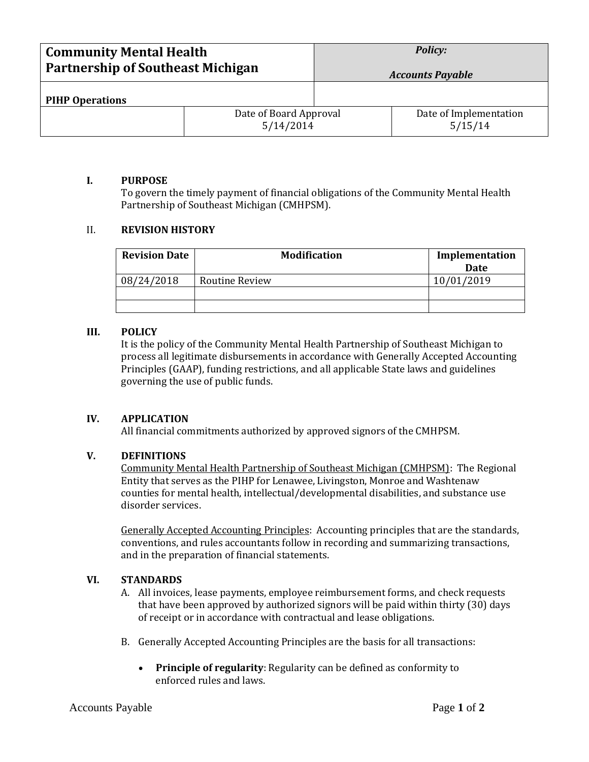| Community Mental Health Partnership of Southeast Michigan | | *Policy:* *Accounts Payable* |
|---|---|---|
| **PIHP Operations** | | |
| | Date of Board Approval 5/14/2014 | Date of Implementation 5/15/14 |

**I. PURPOSE**

To govern the timely payment of financial obligations of the Community Mental Health Partnership of Southeast Michigan (CMHPSM).

**II. REVISION HISTORY**

| Revision Date | Modification | Implementation Date |
|---|---|---|
| 08/24/2018 | Routine Review | 10/01/2019 |
| | | |
| | | |

**III. POLICY**

It is the policy of the Community Mental Health Partnership of Southeast Michigan to process all legitimate disbursements in accordance with Generally Accepted Accounting Principles (GAAP), funding restrictions, and all applicable State laws and guidelines governing the use of public funds.

**IV. APPLICATION**

All financial commitments authorized by approved signors of the CMHPSM.

**V. DEFINITIONS**

Community Mental Health Partnership of Southeast Michigan (CMHPSM): The Regional Entity that serves as the PIHP for Lenawee, Livingston, Monroe and Washtenaw counties for mental health, intellectual/developmental disabilities, and substance use disorder services.

Generally Accepted Accounting Principles: Accounting principles that are the standards, conventions, and rules accountants follow in recording and summarizing transactions, and in the preparation of financial statements.

**VI. STANDARDS**

A. All invoices, lease payments, employee reimbursement forms, and check requests that have been approved by authorized signors will be paid within thirty (30) days of receipt or in accordance with contractual and lease obligations.

B. Generally Accepted Accounting Principles are the basis for all transactions:

- **Principle of regularity**: Regularity can be defined as conformity to enforced rules and laws.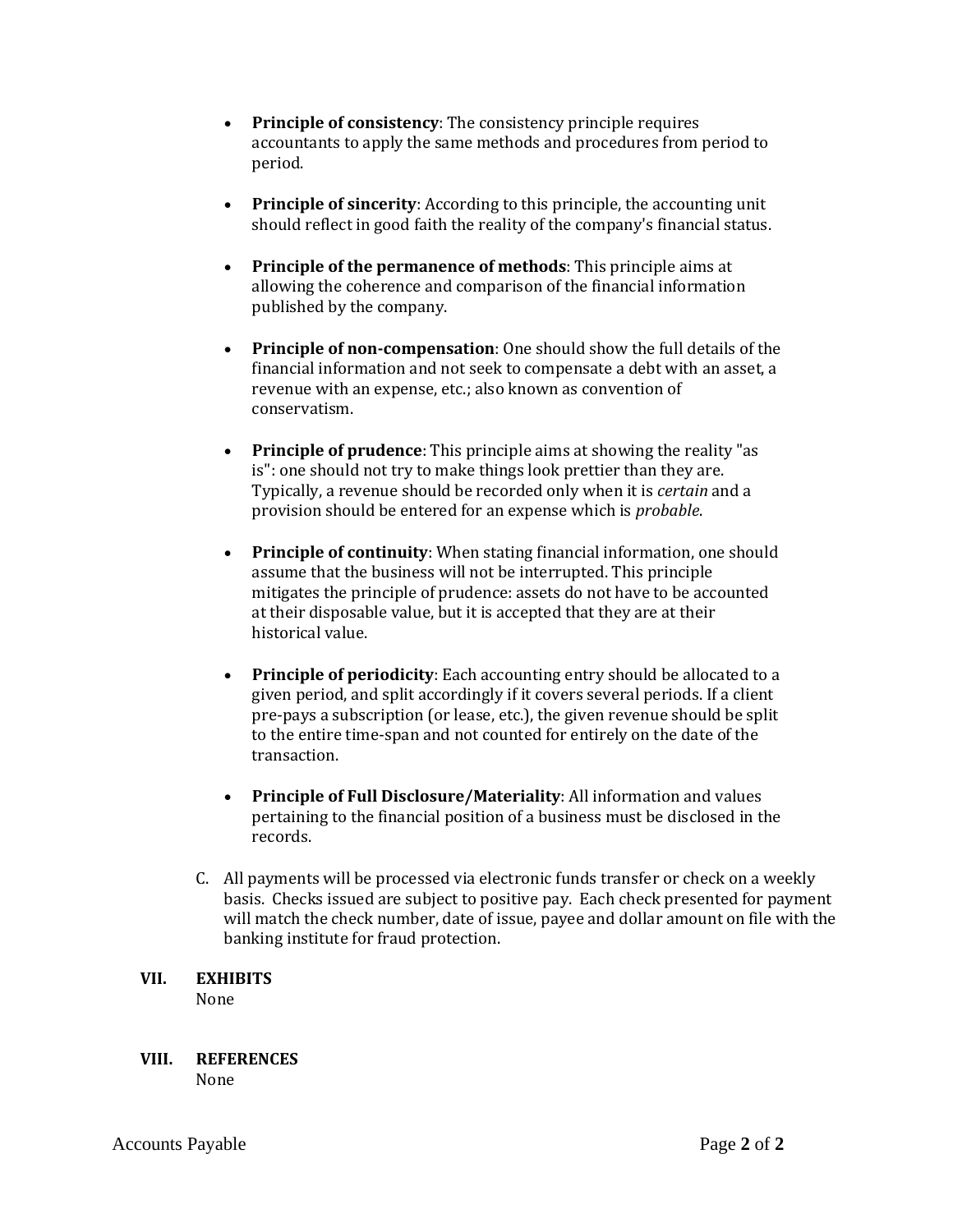- **Principle of consistency**: The consistency principle requires accountants to apply the same methods and procedures from period to period.

- **Principle of sincerity**: According to this principle, the accounting unit should reflect in good faith the reality of the company's financial status.

- **Principle of the permanence of methods**: This principle aims at allowing the coherence and comparison of the financial information published by the company.

- **Principle of non-compensation**: One should show the full details of the financial information and not seek to compensate a debt with an asset, a revenue with an expense, etc.; also known as convention of conservatism.

- **Principle of prudence**: This principle aims at showing the reality "as is": one should not try to make things look prettier than they are. Typically, a revenue should be recorded only when it is *certain* and a provision should be entered for an expense which is *probable*.

- **Principle of continuity**: When stating financial information, one should assume that the business will not be interrupted. This principle mitigates the principle of prudence: assets do not have to be accounted at their disposable value, but it is accepted that they are at their historical value.

- **Principle of periodicity**: Each accounting entry should be allocated to a given period, and split accordingly if it covers several periods. If a client pre-pays a subscription (or lease, etc.), the given revenue should be split to the entire time-span and not counted for entirely on the date of the transaction.

- **Principle of Full Disclosure/Materiality**: All information and values pertaining to the financial position of a business must be disclosed in the records.

C. All payments will be processed via electronic funds transfer or check on a weekly basis. Checks issued are subject to positive pay. Each check presented for payment will match the check number, date of issue, payee and dollar amount on file with the banking institute for fraud protection.

## VII. EXHIBITS

None

## VIII. REFERENCES

None